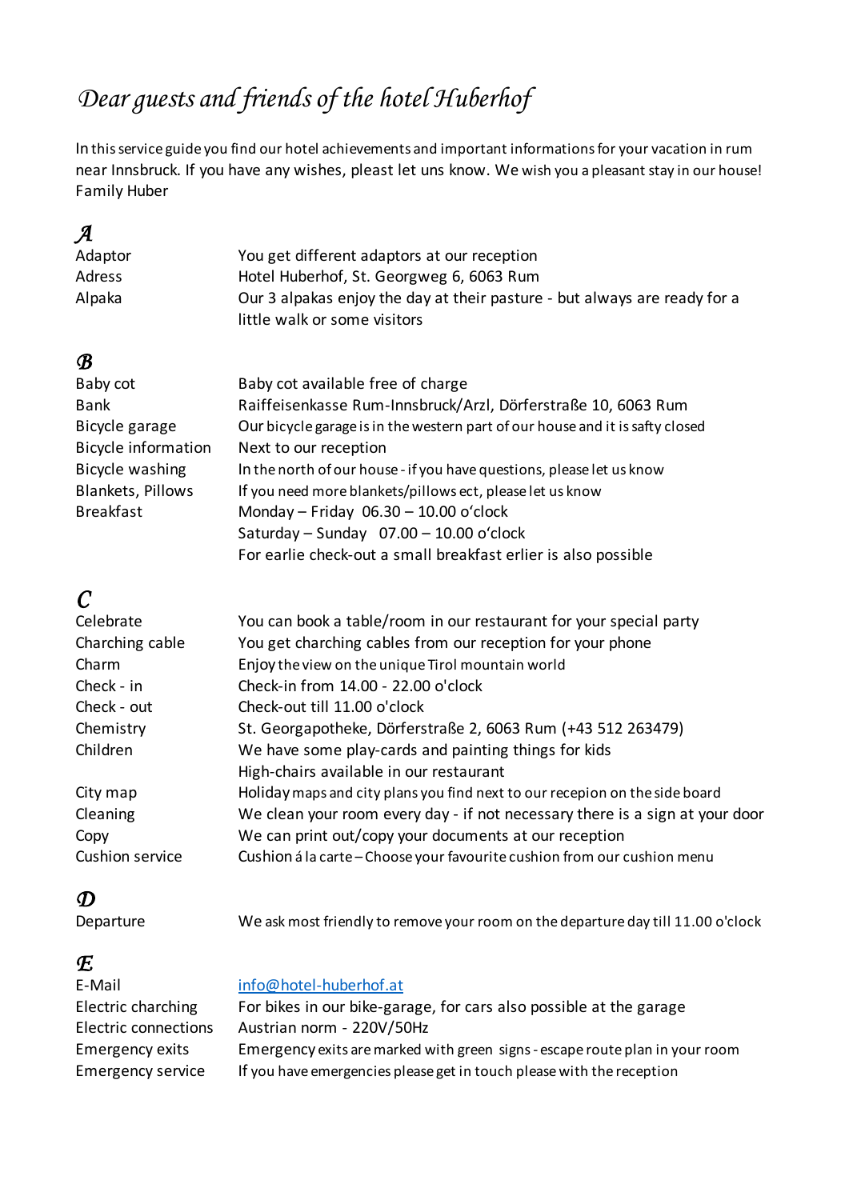# *Dear guests and friends of the hotel Huberhof*

In this service guide you find our hotel achievements and important informations for your vacation in rum near Innsbruck. If you have any wishes, pleast let uns know. We wish you a pleasant stay in our house!
Family Huber

## *A*

| | |
|---|---|
| Adaptor | You get different adaptors at our reception |
| Adress | Hotel Huberhof, St. Georgweg 6, 6063 Rum |
| Alpaka | Our 3 alpakas enjoy the day at their pasture - but always are ready for a little walk or some visitors |

## *B*

| | |
|---|---|
| Baby cot | Baby cot available free of charge |
| Bank | Raiffeisenkasse Rum-Innsbruck/Arzl, Dörferstraße 10, 6063 Rum |
| Bicycle garage | Our bicycle garage is in the western part of our house and it is safty closed |
| Bicycle information | Next to our reception |
| Bicycle washing | In the north of our house - if you have questions, please let us know |
| Blankets, Pillows | If you need more blankets/pillows ect, please let us know |
| Breakfast | Monday – Friday 06.30 – 10.00 o'clock<br>Saturday – Sunday 07.00 – 10.00 o'clock<br>For earlie check-out a small breakfast erlier is also possible |

## *C*

| | |
|---|---|
| Celebrate | You can book a table/room in our restaurant for your special party |
| Charching cable | You get charching cables from our reception for your phone |
| Charm | Enjoy the view on the unique Tirol mountain world |
| Check - in | Check-in from 14.00 - 22.00 o'clock |
| Check - out | Check-out till 11.00 o'clock |
| Chemistry | St. Georgapotheke, Dörferstraße 2, 6063 Rum (+43 512 263479) |
| Children | We have some play-cards and painting things for kids<br>High-chairs available in our restaurant |
| City map | Holiday maps and city plans you find next to our recepion on the side board |
| Cleaning | We clean your room every day - if not necessary there is a sign at your door |
| Copy | We can print out/copy your documents at our reception |
| Cushion service | Cushion á la carte – Choose your favourite cushion from our cushion menu |

## *D*

| | |
|---|---|
| Departure | We ask most friendly to remove your room on the departure day till 11.00 o'clock |

## *E*

| | |
|---|---|
| E-Mail | info@hotel-huberhof.at |
| Electric charching | For bikes in our bike-garage, for cars also possible at the garage |
| Electric connections | Austrian norm - 220V/50Hz |
| Emergency exits | Emergency exits are marked with green signs - escape route plan in your room |
| Emergency service | If you have emergencies please get in touch please with the reception |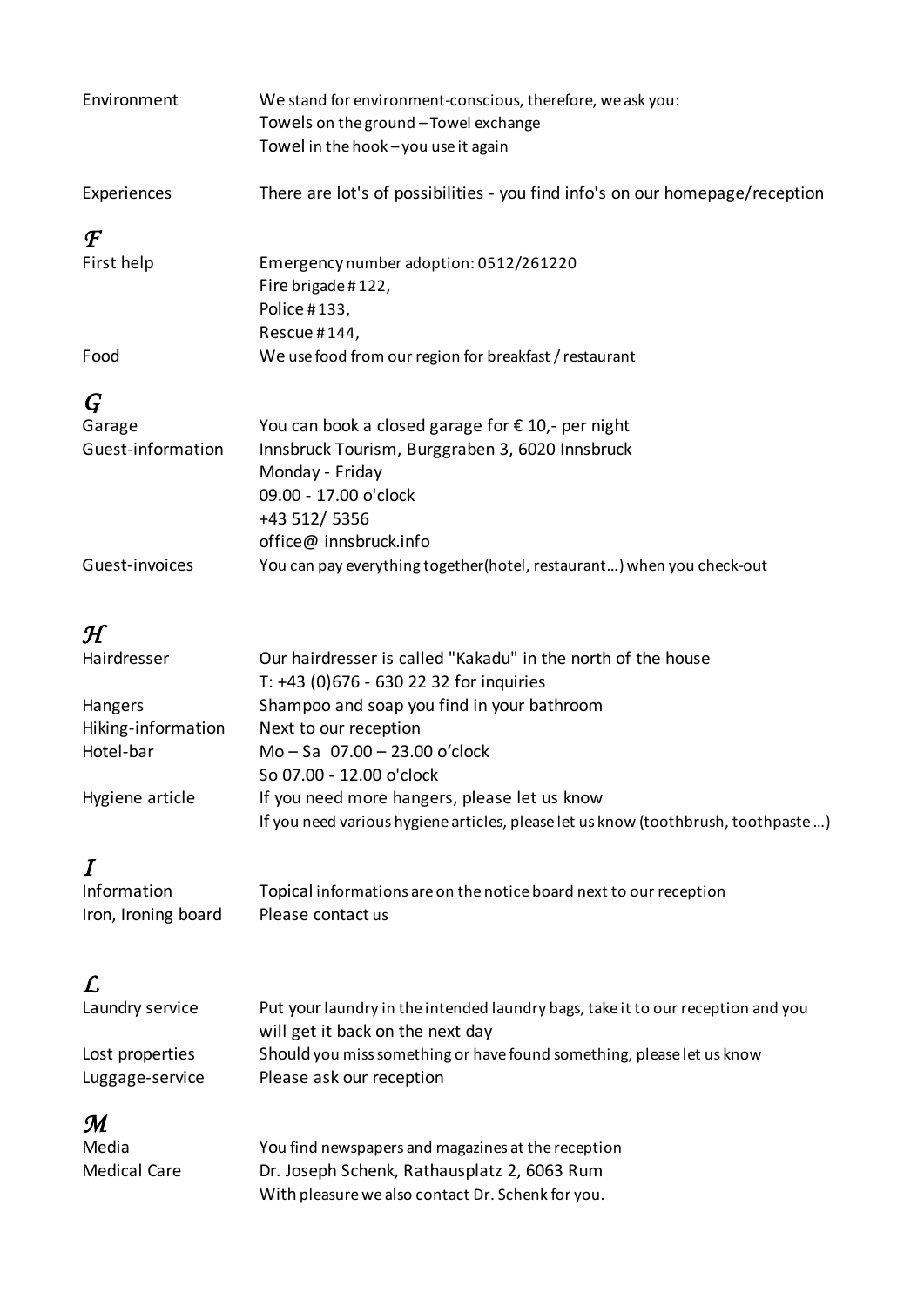| | |
|---|---|
| Environment | We stand for environment-conscious, therefore, we ask you:<br>Towels on the ground – Towel exchange<br>Towel in the hook – you use it again |
| Experiences | There are lot's of possibilities - you find info's on our homepage/reception |

## *F*

| | |
|---|---|
| First help | Emergency number adoption: 0512/261220<br>Fire brigade #122,<br>Police #133,<br>Rescue #144, |
| Food | We use food from our region for breakfast / restaurant |

## *G*

| | |
|---|---|
| Garage | You can book a closed garage for € 10,- per night |
| Guest-information | Innsbruck Tourism, Burggraben 3, 6020 Innsbruck<br>Monday - Friday<br>09.00 - 17.00 o'clock<br>+43 512/ 5356<br>office@ innsbruck.info |
| Guest-invoices | You can pay everything together(hotel, restaurant…) when you check-out |

## *H*

| | |
|---|---|
| Hairdresser | Our hairdresser is called "Kakadu" in the north of the house<br>T: +43 (0)676 - 630 22 32 for inquiries |
| Hangers | Shampoo and soap you find in your bathroom |
| Hiking-information | Next to our reception |
| Hotel-bar | Mo – Sa 07.00 – 23.00 o'clock<br>So 07.00 - 12.00 o'clock |
| Hygiene article | If you need more hangers, please let us know<br>If you need various hygiene articles, please let us know (toothbrush, toothpaste …) |

## *I*

| | |
|---|---|
| Information | Topical informations are on the notice board next to our reception |
| Iron, Ironing board | Please contact us |

## *L*

| | |
|---|---|
| Laundry service | Put your laundry in the intended laundry bags, take it to our reception and you will get it back on the next day |
| Lost properties | Should you miss something or have found something, please let us know |
| Luggage-service | Please ask our reception |

## *M*

| | |
|---|---|
| Media | You find newspapers and magazines at the reception |
| Medical Care | Dr. Joseph Schenk, Rathausplatz 2, 6063 Rum<br>With pleasure we also contact Dr. Schenk for you. |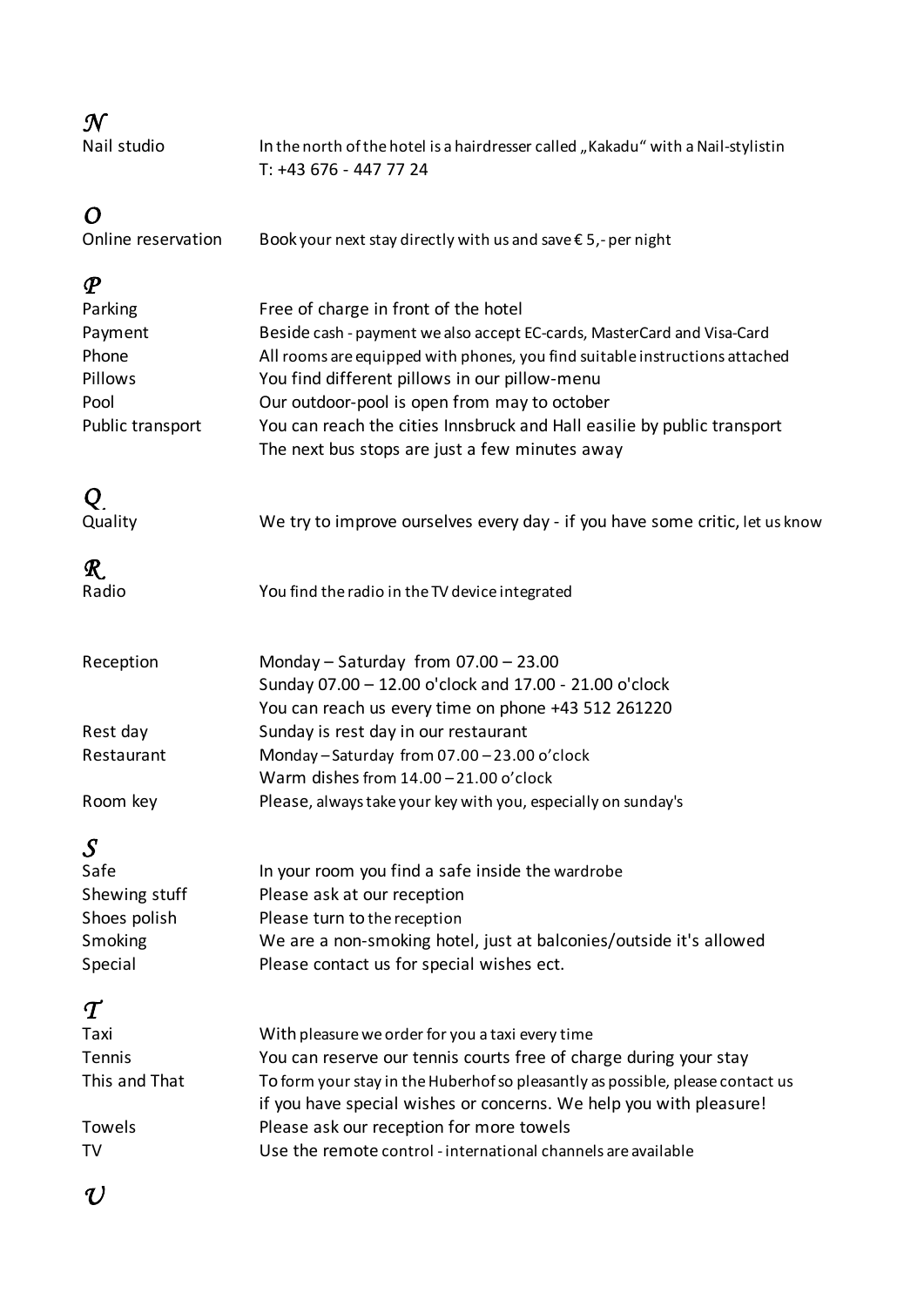## *N*

| | |
|---|---|
| Nail studio | In the north of the hotel is a hairdresser called „Kakadu" with a Nail-stylistin<br>T: +43 676 - 447 77 24 |

## *O*

| | |
|---|---|
| Online reservation | Book your next stay directly with us and save € 5,- per night |

## *P*

| | |
|---|---|
| Parking | Free of charge in front of the hotel |
| Payment | Beside cash - payment we also accept EC-cards, MasterCard and Visa-Card |
| Phone | All rooms are equipped with phones, you find suitable instructions attached |
| Pillows | You find different pillows in our pillow-menu |
| Pool | Our outdoor-pool is open from may to october |
| Public transport | You can reach the cities Innsbruck and Hall easilie by public transport<br>The next bus stops are just a few minutes away |

## *Q*

| | |
|---|---|
| Quality | We try to improve ourselves every day - if you have some critic, let us know |

## *R*

| | |
|---|---|
| Radio | You find the radio in the TV device integrated |
| Reception | Monday – Saturday from 07.00 – 23.00<br>Sunday 07.00 – 12.00 o'clock and 17.00 - 21.00 o'clock<br>You can reach us every time on phone +43 512 261220 |
| Rest day | Sunday is rest day in our restaurant |
| Restaurant | Monday – Saturday from 07.00 – 23.00 o'clock<br>Warm dishes from 14.00 – 21.00 o'clock |
| Room key | Please, always take your key with you, especially on sunday's |

## *S*

| | |
|---|---|
| Safe | In your room you find a safe inside the wardrobe |
| Shewing stuff | Please ask at our reception |
| Shoes polish | Please turn to the reception |
| Smoking | We are a non-smoking hotel, just at balconies/outside it's allowed |
| Special | Please contact us for special wishes ect. |

## *T*

| | |
|---|---|
| Taxi | With pleasure we order for you a taxi every time |
| Tennis | You can reserve our tennis courts free of charge during your stay |
| This and That | To form your stay in the Huberhof so pleasantly as possible, please contact us if you have special wishes or concerns. We help you with pleasure! |
| Towels | Please ask our reception for more towels |
| TV | Use the remote control - international channels are available |

## *U*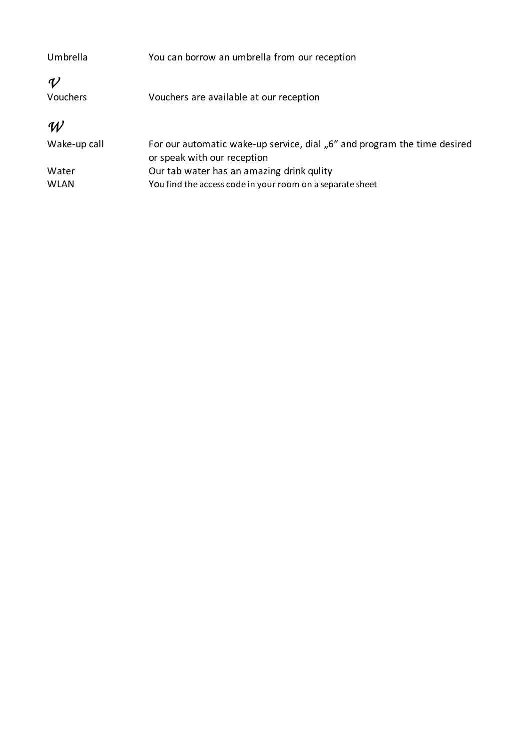| | |
|---|---|
| Umbrella | You can borrow an umbrella from our reception |

## *V*

| | |
|---|---|
| Vouchers | Vouchers are available at our reception |

## *W*

| | |
|---|---|
| Wake-up call | For our automatic wake-up service, dial „6“ and program the time desired or speak with our reception |
| Water | Our tab water has an amazing drink qulity |
| WLAN | You find the access code in your room on a separate sheet |